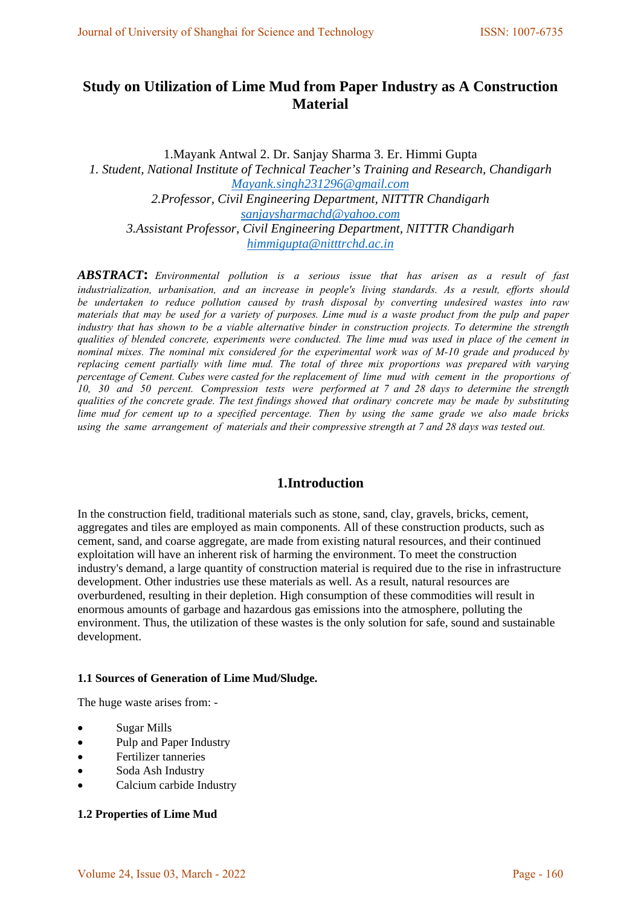# Study on Utilization of Lime Mud from Paper Industry as A Construction Material

1.Mayank Antwal 2. Dr. Sanjay Sharma 3. Er. Himmi Gupta

*1. Student, National Institute of Technical Teacher's Training and Research, Chandigarh*
Mayank.singh231296@gmail.com

*2.Professor, Civil Engineering Department, NITTTR Chandigarh*
sanjaysharmachd@yahoo.com

*3.Assistant Professor, Civil Engineering Department, NITTTR Chandigarh*
himmigupta@nitttrchd.ac.in

***ABSTRACT:*** *Environmental pollution is a serious issue that has arisen as a result of fast industrialization, urbanisation, and an increase in people's living standards. As a result, efforts should be undertaken to reduce pollution caused by trash disposal by converting undesired wastes into raw materials that may be used for a variety of purposes. Lime mud is a waste product from the pulp and paper industry that has shown to be a viable alternative binder in construction projects. To determine the strength qualities of blended concrete, experiments were conducted. The lime mud was used in place of the cement in nominal mixes. The nominal mix considered for the experimental work was of M-10 grade and produced by replacing cement partially with lime mud. The total of three mix proportions was prepared with varying percentage of Cement. Cubes were casted for the replacement of lime mud with cement in the proportions of 10, 30 and 50 percent. Compression tests were performed at 7 and 28 days to determine the strength qualities of the concrete grade. The test findings showed that ordinary concrete may be made by substituting lime mud for cement up to a specified percentage. Then by using the same grade we also made bricks using the same arrangement of materials and their compressive strength at 7 and 28 days was tested out.*

## 1.Introduction

In the construction field, traditional materials such as stone, sand, clay, gravels, bricks, cement, aggregates and tiles are employed as main components. All of these construction products, such as cement, sand, and coarse aggregate, are made from existing natural resources, and their continued exploitation will have an inherent risk of harming the environment. To meet the construction industry's demand, a large quantity of construction material is required due to the rise in infrastructure development. Other industries use these materials as well. As a result, natural resources are overburdened, resulting in their depletion. High consumption of these commodities will result in enormous amounts of garbage and hazardous gas emissions into the atmosphere, polluting the environment. Thus, the utilization of these wastes is the only solution for safe, sound and sustainable development.

#### 1.1 Sources of Generation of Lime Mud/Sludge.

The huge waste arises from: -

- Sugar Mills
- Pulp and Paper Industry
- Fertilizer tanneries
- Soda Ash Industry
- Calcium carbide Industry

#### 1.2 Properties of Lime Mud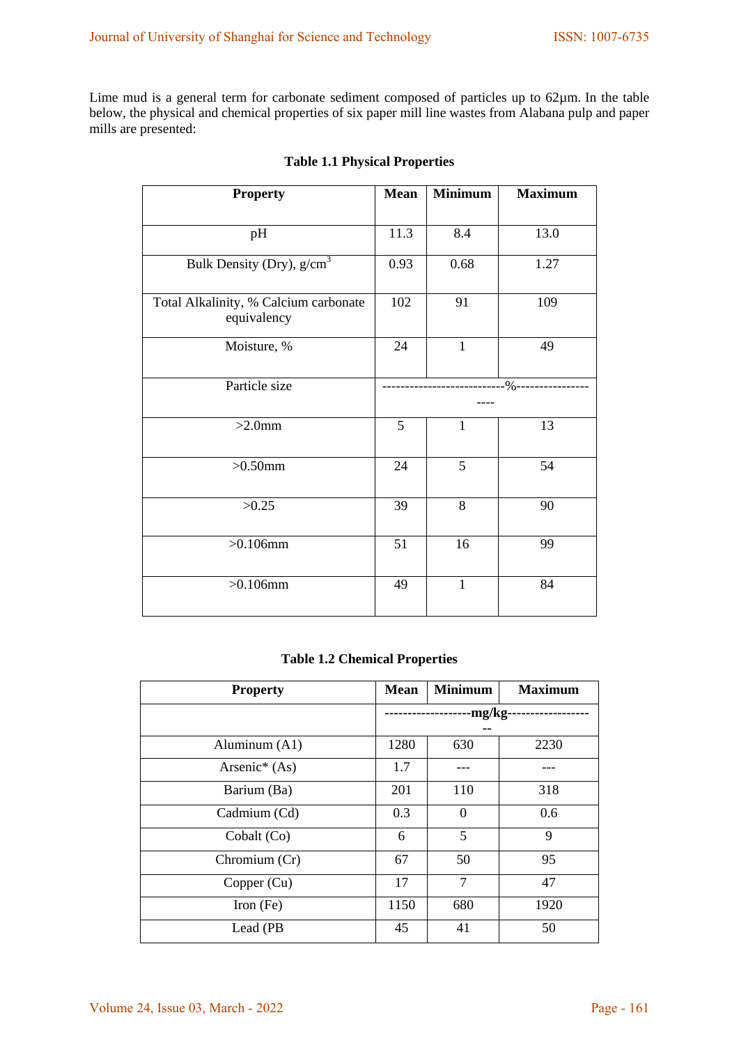Lime mud is a general term for carbonate sediment composed of particles up to 62µm. In the table below, the physical and chemical properties of six paper mill line wastes from Alabana pulp and paper mills are presented:

**Table 1.1 Physical Properties**

| Property | Mean | Minimum | Maximum |
|---|---|---|---|
| pH | 11.3 | 8.4 | 13.0 |
| Bulk Density (Dry), g/cm$^3$ | 0.93 | 0.68 | 1.27 |
| Total Alkalinity, % Calcium carbonate equivalency | 102 | 91 | 109 |
| Moisture, % | 24 | 1 | 49 |
| Particle size | --------------------------%------------------- | | |
| >2.0mm | 5 | 1 | 13 |
| >0.50mm | 24 | 5 | 54 |
| >0.25 | 39 | 8 | 90 |
| >0.106mm | 51 | 16 | 99 |
| >0.106mm | 49 | 1 | 84 |

**Table 1.2 Chemical Properties**

| Property | Mean | Minimum | Maximum |
|---|---|---|---|
| | **-------------------mg/kg--------------------** | | |
| Aluminum (A1) | 1280 | 630 | 2230 |
| Arsenic* (As) | 1.7 | --- | --- |
| Barium (Ba) | 201 | 110 | 318 |
| Cadmium (Cd) | 0.3 | 0 | 0.6 |
| Cobalt (Co) | 6 | 5 | 9 |
| Chromium (Cr) | 67 | 50 | 95 |
| Copper (Cu) | 17 | 7 | 47 |
| Iron (Fe) | 1150 | 680 | 1920 |
| Lead (PB | 45 | 41 | 50 |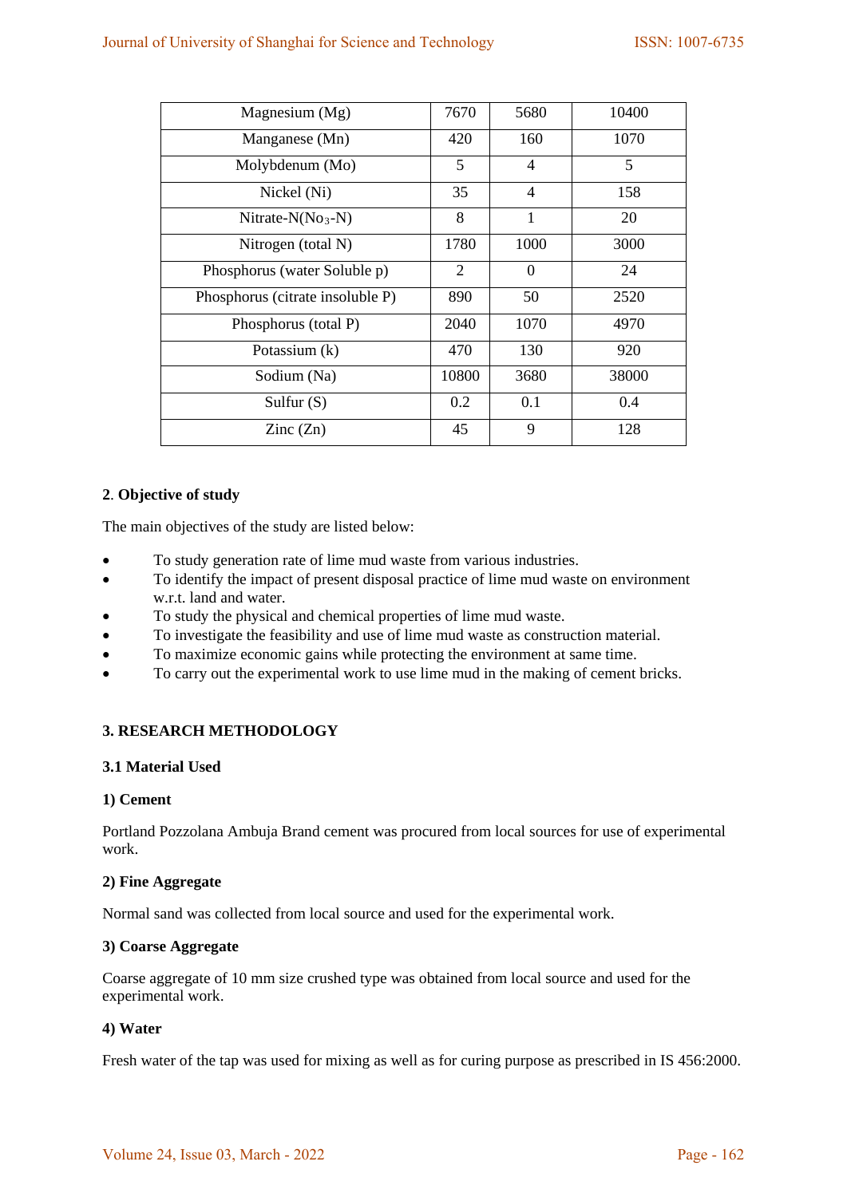| | | | |
|---|---|---|---|
| Magnesium (Mg) | 7670 | 5680 | 10400 |
| Manganese (Mn) | 420 | 160 | 1070 |
| Molybdenum (Mo) | 5 | 4 | 5 |
| Nickel (Ni) | 35 | 4 | 158 |
| Nitrate-N($No_3$-N) | 8 | 1 | 20 |
| Nitrogen (total N) | 1780 | 1000 | 3000 |
| Phosphorus (water Soluble p) | 2 | 0 | 24 |
| Phosphorus (citrate insoluble P) | 890 | 50 | 2520 |
| Phosphorus (total P) | 2040 | 1070 | 4970 |
| Potassium (k) | 470 | 130 | 920 |
| Sodium (Na) | 10800 | 3680 | 38000 |
| Sulfur (S) | 0.2 | 0.1 | 0.4 |
| Zinc (Zn) | 45 | 9 | 128 |

## 2. Objective of study

The main objectives of the study are listed below:

- To study generation rate of lime mud waste from various industries.
- To identify the impact of present disposal practice of lime mud waste on environment w.r.t. land and water.
- To study the physical and chemical properties of lime mud waste.
- To investigate the feasibility and use of lime mud waste as construction material.
- To maximize economic gains while protecting the environment at same time.
- To carry out the experimental work to use lime mud in the making of cement bricks.

## 3. RESEARCH METHODOLOGY

### 3.1 Material Used

#### 1) Cement

Portland Pozzolana Ambuja Brand cement was procured from local sources for use of experimental work.

#### 2) Fine Aggregate

Normal sand was collected from local source and used for the experimental work.

#### 3) Coarse Aggregate

Coarse aggregate of 10 mm size crushed type was obtained from local source and used for the experimental work.

#### 4) Water

Fresh water of the tap was used for mixing as well as for curing purpose as prescribed in IS 456:2000.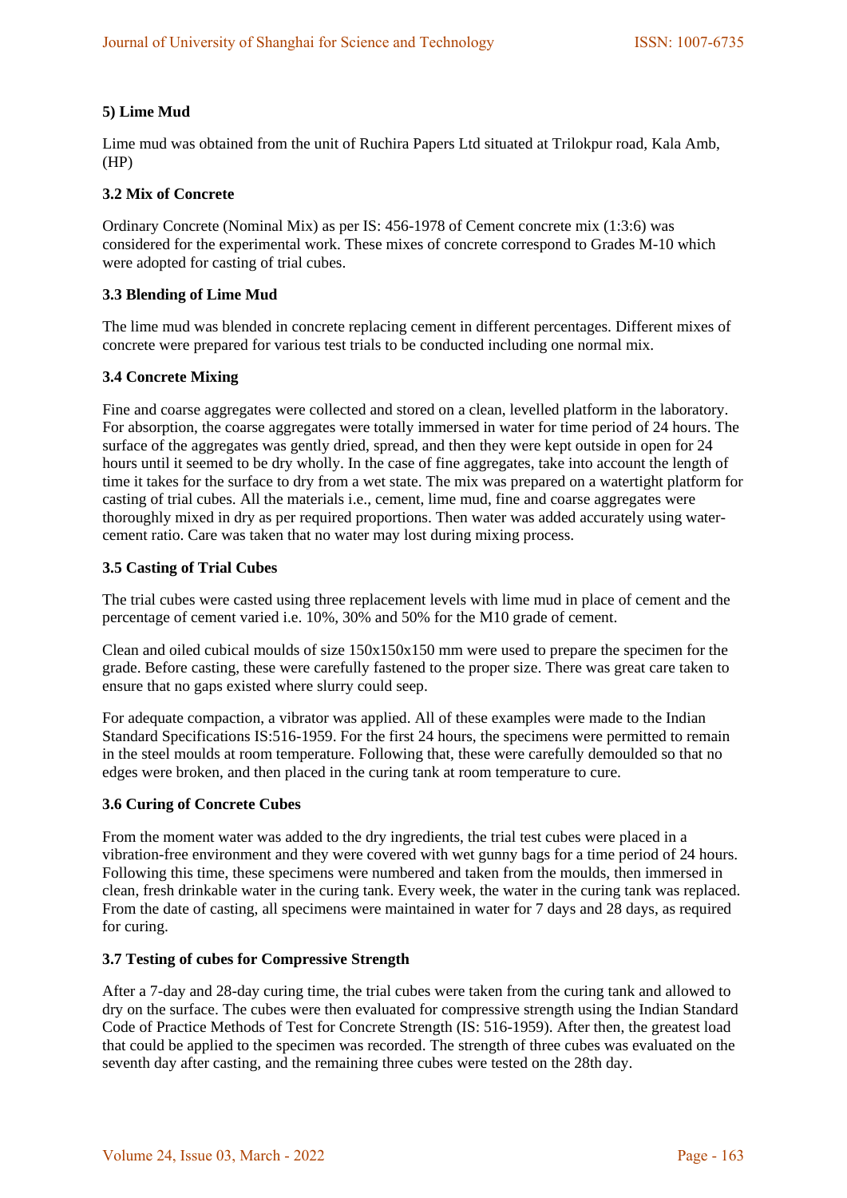### 5) Lime Mud

Lime mud was obtained from the unit of Ruchira Papers Ltd situated at Trilokpur road, Kala Amb, (HP)

### 3.2 Mix of Concrete

Ordinary Concrete (Nominal Mix) as per IS: 456-1978 of Cement concrete mix (1:3:6) was considered for the experimental work. These mixes of concrete correspond to Grades M-10 which were adopted for casting of trial cubes.

### 3.3 Blending of Lime Mud

The lime mud was blended in concrete replacing cement in different percentages. Different mixes of concrete were prepared for various test trials to be conducted including one normal mix.

### 3.4 Concrete Mixing

Fine and coarse aggregates were collected and stored on a clean, levelled platform in the laboratory. For absorption, the coarse aggregates were totally immersed in water for time period of 24 hours. The surface of the aggregates was gently dried, spread, and then they were kept outside in open for 24 hours until it seemed to be dry wholly. In the case of fine aggregates, take into account the length of time it takes for the surface to dry from a wet state. The mix was prepared on a watertight platform for casting of trial cubes. All the materials i.e., cement, lime mud, fine and coarse aggregates were thoroughly mixed in dry as per required proportions. Then water was added accurately using water-cement ratio. Care was taken that no water may lost during mixing process.

### 3.5 Casting of Trial Cubes

The trial cubes were casted using three replacement levels with lime mud in place of cement and the percentage of cement varied i.e. 10%, 30% and 50% for the M10 grade of cement.

Clean and oiled cubical moulds of size 150x150x150 mm were used to prepare the specimen for the grade. Before casting, these were carefully fastened to the proper size. There was great care taken to ensure that no gaps existed where slurry could seep.

For adequate compaction, a vibrator was applied. All of these examples were made to the Indian Standard Specifications IS:516-1959. For the first 24 hours, the specimens were permitted to remain in the steel moulds at room temperature. Following that, these were carefully demoulded so that no edges were broken, and then placed in the curing tank at room temperature to cure.

### 3.6 Curing of Concrete Cubes

From the moment water was added to the dry ingredients, the trial test cubes were placed in a vibration-free environment and they were covered with wet gunny bags for a time period of 24 hours. Following this time, these specimens were numbered and taken from the moulds, then immersed in clean, fresh drinkable water in the curing tank. Every week, the water in the curing tank was replaced. From the date of casting, all specimens were maintained in water for 7 days and 28 days, as required for curing.

### 3.7 Testing of cubes for Compressive Strength

After a 7-day and 28-day curing time, the trial cubes were taken from the curing tank and allowed to dry on the surface. The cubes were then evaluated for compressive strength using the Indian Standard Code of Practice Methods of Test for Concrete Strength (IS: 516-1959). After then, the greatest load that could be applied to the specimen was recorded. The strength of three cubes was evaluated on the seventh day after casting, and the remaining three cubes were tested on the 28th day.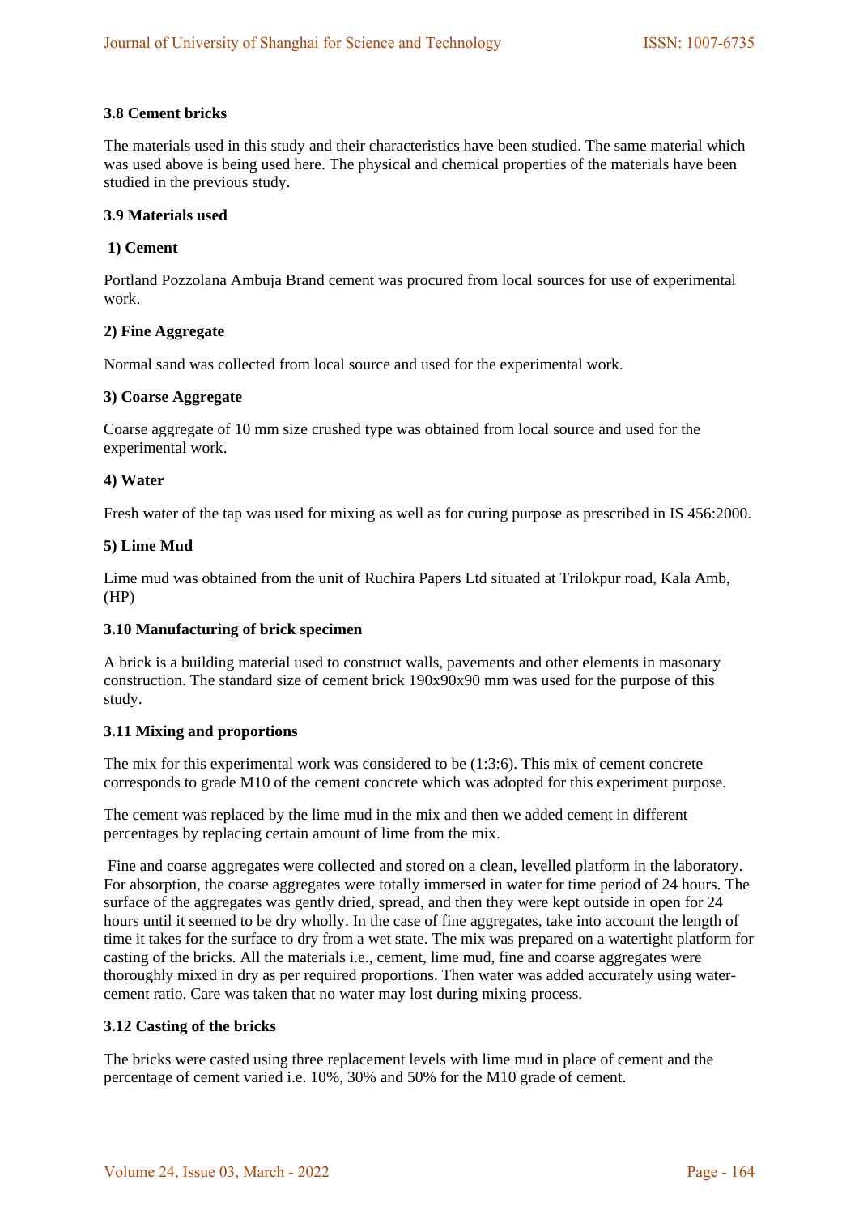### 3.8 Cement bricks

The materials used in this study and their characteristics have been studied. The same material which was used above is being used here. The physical and chemical properties of the materials have been studied in the previous study.

### 3.9 Materials used

**1) Cement**

Portland Pozzolana Ambuja Brand cement was procured from local sources for use of experimental work.

**2) Fine Aggregate**

Normal sand was collected from local source and used for the experimental work.

**3) Coarse Aggregate**

Coarse aggregate of 10 mm size crushed type was obtained from local source and used for the experimental work.

**4) Water**

Fresh water of the tap was used for mixing as well as for curing purpose as prescribed in IS 456:2000.

**5) Lime Mud**

Lime mud was obtained from the unit of Ruchira Papers Ltd situated at Trilokpur road, Kala Amb, (HP)

### 3.10 Manufacturing of brick specimen

A brick is a building material used to construct walls, pavements and other elements in masonary construction. The standard size of cement brick 190x90x90 mm was used for the purpose of this study.

### 3.11 Mixing and proportions

The mix for this experimental work was considered to be (1:3:6). This mix of cement concrete corresponds to grade M10 of the cement concrete which was adopted for this experiment purpose.

The cement was replaced by the lime mud in the mix and then we added cement in different percentages by replacing certain amount of lime from the mix.

Fine and coarse aggregates were collected and stored on a clean, levelled platform in the laboratory. For absorption, the coarse aggregates were totally immersed in water for time period of 24 hours. The surface of the aggregates was gently dried, spread, and then they were kept outside in open for 24 hours until it seemed to be dry wholly. In the case of fine aggregates, take into account the length of time it takes for the surface to dry from a wet state. The mix was prepared on a watertight platform for casting of the bricks. All the materials i.e., cement, lime mud, fine and coarse aggregates were thoroughly mixed in dry as per required proportions. Then water was added accurately using water-cement ratio. Care was taken that no water may lost during mixing process.

### 3.12 Casting of the bricks

The bricks were casted using three replacement levels with lime mud in place of cement and the percentage of cement varied i.e. 10%, 30% and 50% for the M10 grade of cement.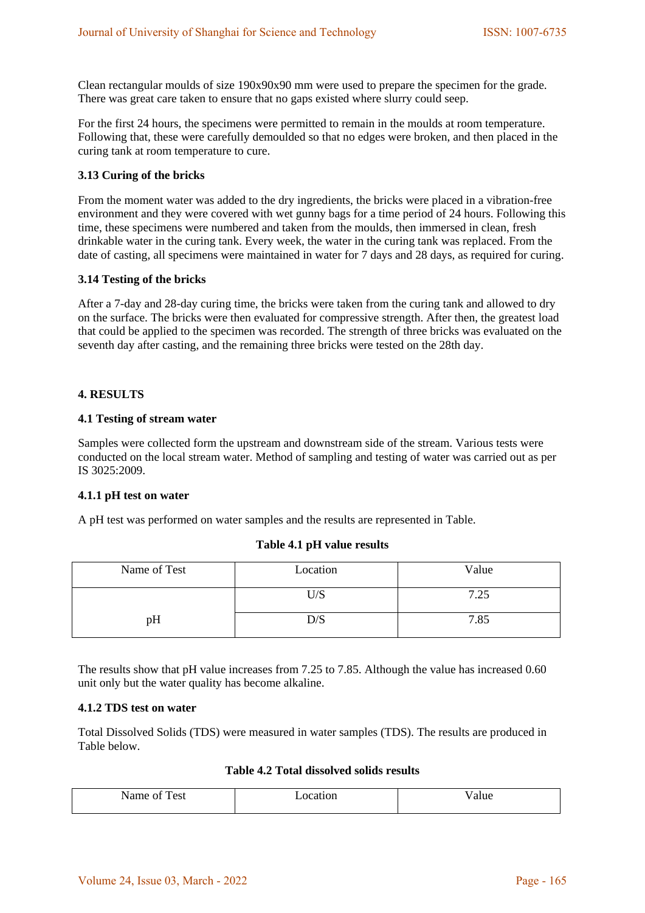Clean rectangular moulds of size 190x90x90 mm were used to prepare the specimen for the grade. There was great care taken to ensure that no gaps existed where slurry could seep.

For the first 24 hours, the specimens were permitted to remain in the moulds at room temperature. Following that, these were carefully demoulded so that no edges were broken, and then placed in the curing tank at room temperature to cure.

### 3.13 Curing of the bricks

From the moment water was added to the dry ingredients, the bricks were placed in a vibration-free environment and they were covered with wet gunny bags for a time period of 24 hours. Following this time, these specimens were numbered and taken from the moulds, then immersed in clean, fresh drinkable water in the curing tank. Every week, the water in the curing tank was replaced. From the date of casting, all specimens were maintained in water for 7 days and 28 days, as required for curing.

### 3.14 Testing of the bricks

After a 7-day and 28-day curing time, the bricks were taken from the curing tank and allowed to dry on the surface. The bricks were then evaluated for compressive strength. After then, the greatest load that could be applied to the specimen was recorded. The strength of three bricks was evaluated on the seventh day after casting, and the remaining three bricks were tested on the 28th day.

## 4. RESULTS

### 4.1 Testing of stream water

Samples were collected form the upstream and downstream side of the stream. Various tests were conducted on the local stream water. Method of sampling and testing of water was carried out as per IS 3025:2009.

### 4.1.1 pH test on water

A pH test was performed on water samples and the results are represented in Table.

**Table 4.1 pH value results**

| Name of Test | Location | Value |
|---|---|---|
| pH | U/S | 7.25 |
| | D/S | 7.85 |

The results show that pH value increases from 7.25 to 7.85. Although the value has increased 0.60 unit only but the water quality has become alkaline.

### 4.1.2 TDS test on water

Total Dissolved Solids (TDS) were measured in water samples (TDS). The results are produced in Table below.

**Table 4.2 Total dissolved solids results**

| Name of Test | Location | Value |
|---|---|---|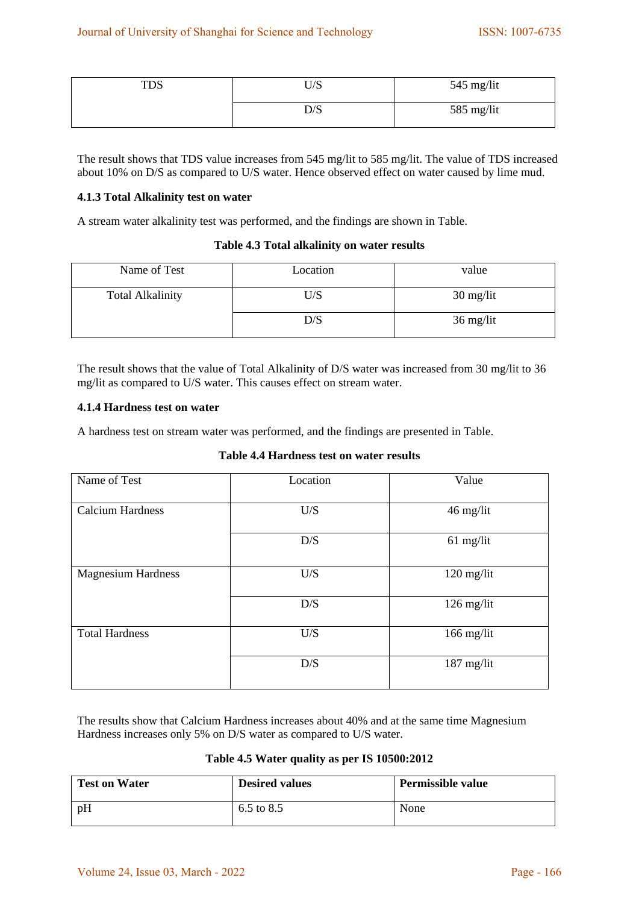| TDS | U/S | 545 mg/lit |
|---|---|---|
| | D/S | 585 mg/lit |

The result shows that TDS value increases from 545 mg/lit to 585 mg/lit. The value of TDS increased about 10% on D/S as compared to U/S water. Hence observed effect on water caused by lime mud.

#### 4.1.3 Total Alkalinity test on water

A stream water alkalinity test was performed, and the findings are shown in Table.

**Table 4.3 Total alkalinity on water results**

| Name of Test | Location | value |
|---|---|---|
| Total Alkalinity | U/S | 30 mg/lit |
| | D/S | 36 mg/lit |

The result shows that the value of Total Alkalinity of D/S water was increased from 30 mg/lit to 36 mg/lit as compared to U/S water. This causes effect on stream water.

#### 4.1.4 Hardness test on water

A hardness test on stream water was performed, and the findings are presented in Table.

**Table 4.4 Hardness test on water results**

| Name of Test | Location | Value |
|---|---|---|
| Calcium Hardness | U/S | 46 mg/lit |
| | D/S | 61 mg/lit |
| Magnesium Hardness | U/S | 120 mg/lit |
| | D/S | 126 mg/lit |
| Total Hardness | U/S | 166 mg/lit |
| | D/S | 187 mg/lit |

The results show that Calcium Hardness increases about 40% and at the same time Magnesium Hardness increases only 5% on D/S water as compared to U/S water.

**Table 4.5 Water quality as per IS 10500:2012**

| **Test on Water** | **Desired values** | **Permissible value** |
|---|---|---|
| pH | 6.5 to 8.5 | None |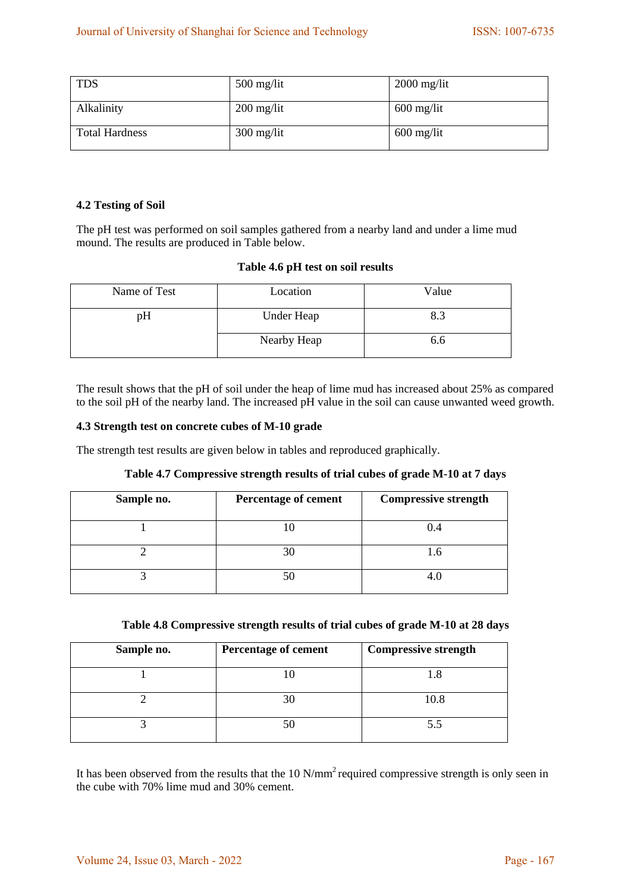| TDS | 500 mg/lit | 2000 mg/lit |
|---|---|---|
| Alkalinity | 200 mg/lit | 600 mg/lit |
| Total Hardness | 300 mg/lit | 600 mg/lit |

### 4.2 Testing of Soil

The pH test was performed on soil samples gathered from a nearby land and under a lime mud mound. The results are produced in Table below.

**Table 4.6 pH test on soil results**

| Name of Test | Location | Value |
|---|---|---|
| pH | Under Heap | 8.3 |
| | Nearby Heap | 6.6 |

The result shows that the pH of soil under the heap of lime mud has increased about 25% as compared to the soil pH of the nearby land. The increased pH value in the soil can cause unwanted weed growth.

### 4.3 Strength test on concrete cubes of M-10 grade

The strength test results are given below in tables and reproduced graphically.

**Table 4.7 Compressive strength results of trial cubes of grade M-10 at 7 days**

| Sample no. | Percentage of cement | Compressive strength |
|---|---|---|
| 1 | 10 | 0.4 |
| 2 | 30 | 1.6 |
| 3 | 50 | 4.0 |

**Table 4.8 Compressive strength results of trial cubes of grade M-10 at 28 days**

| Sample no. | Percentage of cement | Compressive strength |
|---|---|---|
| 1 | 10 | 1.8 |
| 2 | 30 | 10.8 |
| 3 | 50 | 5.5 |

It has been observed from the results that the 10 $N/mm^2$ required compressive strength is only seen in the cube with 70% lime mud and 30% cement.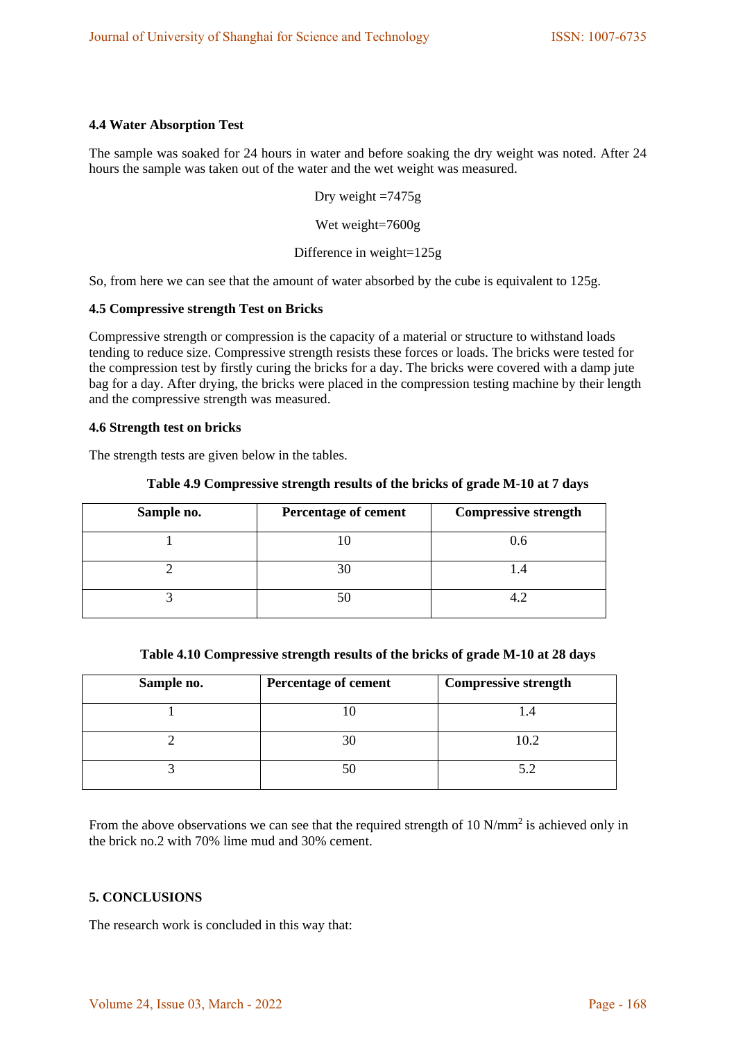### 4.4 Water Absorption Test

The sample was soaked for 24 hours in water and before soaking the dry weight was noted. After 24 hours the sample was taken out of the water and the wet weight was measured.

Dry weight =7475g

Wet weight=7600g

Difference in weight=125g

So, from here we can see that the amount of water absorbed by the cube is equivalent to 125g.

### 4.5 Compressive strength Test on Bricks

Compressive strength or compression is the capacity of a material or structure to withstand loads tending to reduce size. Compressive strength resists these forces or loads. The bricks were tested for the compression test by firstly curing the bricks for a day. The bricks were covered with a damp jute bag for a day. After drying, the bricks were placed in the compression testing machine by their length and the compressive strength was measured.

### 4.6 Strength test on bricks

The strength tests are given below in the tables.

**Table 4.9 Compressive strength results of the bricks of grade M-10 at 7 days**

| Sample no. | Percentage of cement | Compressive strength |
|---|---|---|
| 1 | 10 | 0.6 |
| 2 | 30 | 1.4 |
| 3 | 50 | 4.2 |

**Table 4.10 Compressive strength results of the bricks of grade M-10 at 28 days**

| Sample no. | Percentage of cement | Compressive strength |
|---|---|---|
| 1 | 10 | 1.4 |
| 2 | 30 | 10.2 |
| 3 | 50 | 5.2 |

From the above observations we can see that the required strength of 10 $N/mm^2$ is achieved only in the brick no.2 with 70% lime mud and 30% cement.

## 5. CONCLUSIONS

The research work is concluded in this way that: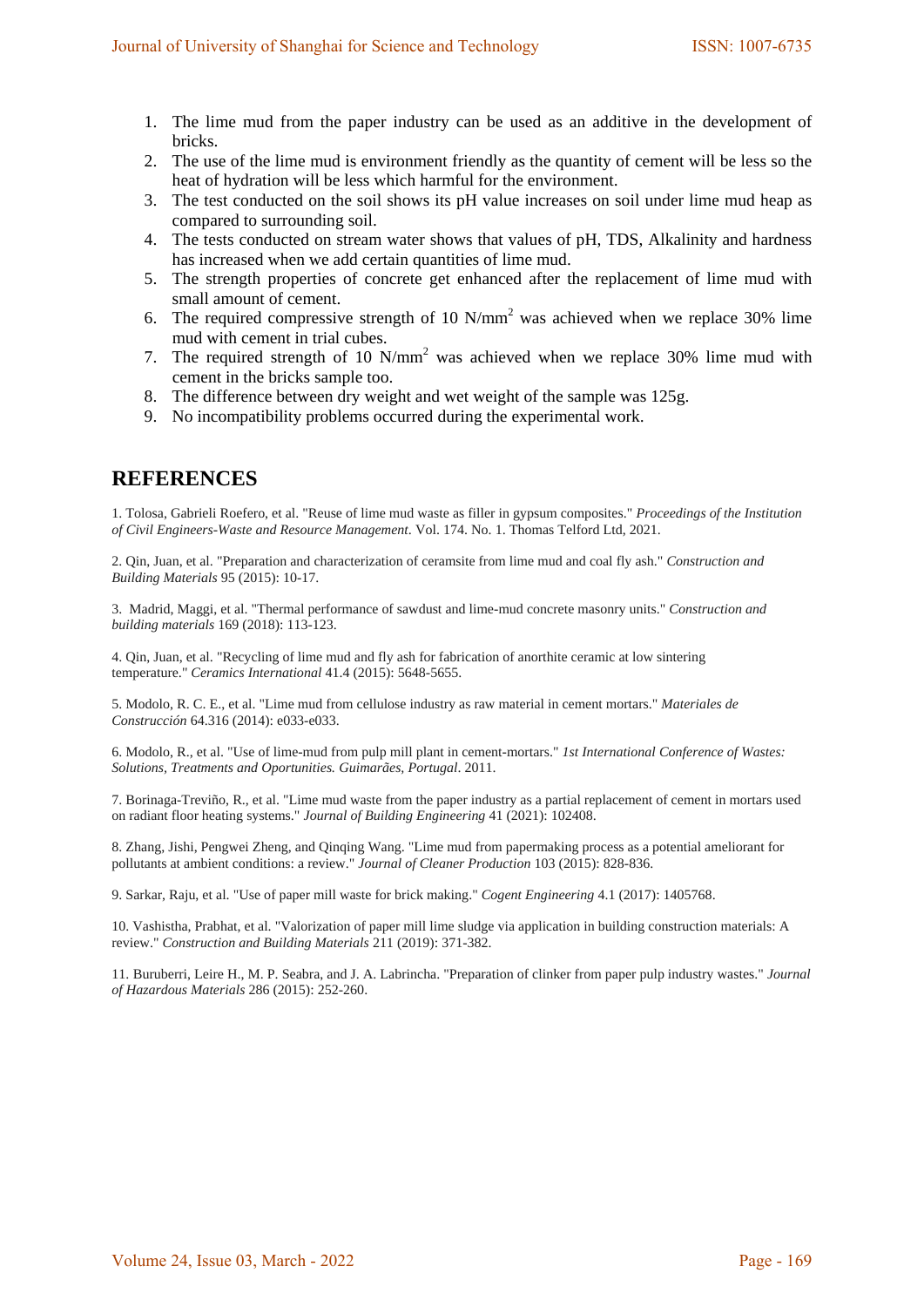1. The lime mud from the paper industry can be used as an additive in the development of bricks.
2. The use of the lime mud is environment friendly as the quantity of cement will be less so the heat of hydration will be less which harmful for the environment.
3. The test conducted on the soil shows its pH value increases on soil under lime mud heap as compared to surrounding soil.
4. The tests conducted on stream water shows that values of pH, TDS, Alkalinity and hardness has increased when we add certain quantities of lime mud.
5. The strength properties of concrete get enhanced after the replacement of lime mud with small amount of cement.
6. The required compressive strength of 10 $N/mm^2$ was achieved when we replace 30% lime mud with cement in trial cubes.
7. The required strength of 10 $N/mm^2$ was achieved when we replace 30% lime mud with cement in the bricks sample too.
8. The difference between dry weight and wet weight of the sample was 125g.
9. No incompatibility problems occurred during the experimental work.

## REFERENCES

1. Tolosa, Gabrieli Roefero, et al. "Reuse of lime mud waste as filler in gypsum composites." *Proceedings of the Institution of Civil Engineers-Waste and Resource Management*. Vol. 174. No. 1. Thomas Telford Ltd, 2021.

2. Qin, Juan, et al. "Preparation and characterization of ceramsite from lime mud and coal fly ash." *Construction and Building Materials* 95 (2015): 10-17.

3. Madrid, Maggi, et al. "Thermal performance of sawdust and lime-mud concrete masonry units." *Construction and building materials* 169 (2018): 113-123.

4. Qin, Juan, et al. "Recycling of lime mud and fly ash for fabrication of anorthite ceramic at low sintering temperature." *Ceramics International* 41.4 (2015): 5648-5655.

5. Modolo, R. C. E., et al. "Lime mud from cellulose industry as raw material in cement mortars." *Materiales de Construcción* 64.316 (2014): e033-e033.

6. Modolo, R., et al. "Use of lime-mud from pulp mill plant in cement-mortars." *1st International Conference of Wastes: Solutions, Treatments and Oportunities. Guimarães, Portugal*. 2011.

7. Borinaga-Treviño, R., et al. "Lime mud waste from the paper industry as a partial replacement of cement in mortars used on radiant floor heating systems." *Journal of Building Engineering* 41 (2021): 102408.

8. Zhang, Jishi, Pengwei Zheng, and Qinqing Wang. "Lime mud from papermaking process as a potential ameliorant for pollutants at ambient conditions: a review." *Journal of Cleaner Production* 103 (2015): 828-836.

9. Sarkar, Raju, et al. "Use of paper mill waste for brick making." *Cogent Engineering* 4.1 (2017): 1405768.

10. Vashistha, Prabhat, et al. "Valorization of paper mill lime sludge via application in building construction materials: A review." *Construction and Building Materials* 211 (2019): 371-382.

11. Buruberri, Leire H., M. P. Seabra, and J. A. Labrincha. "Preparation of clinker from paper pulp industry wastes." *Journal of Hazardous Materials* 286 (2015): 252-260.